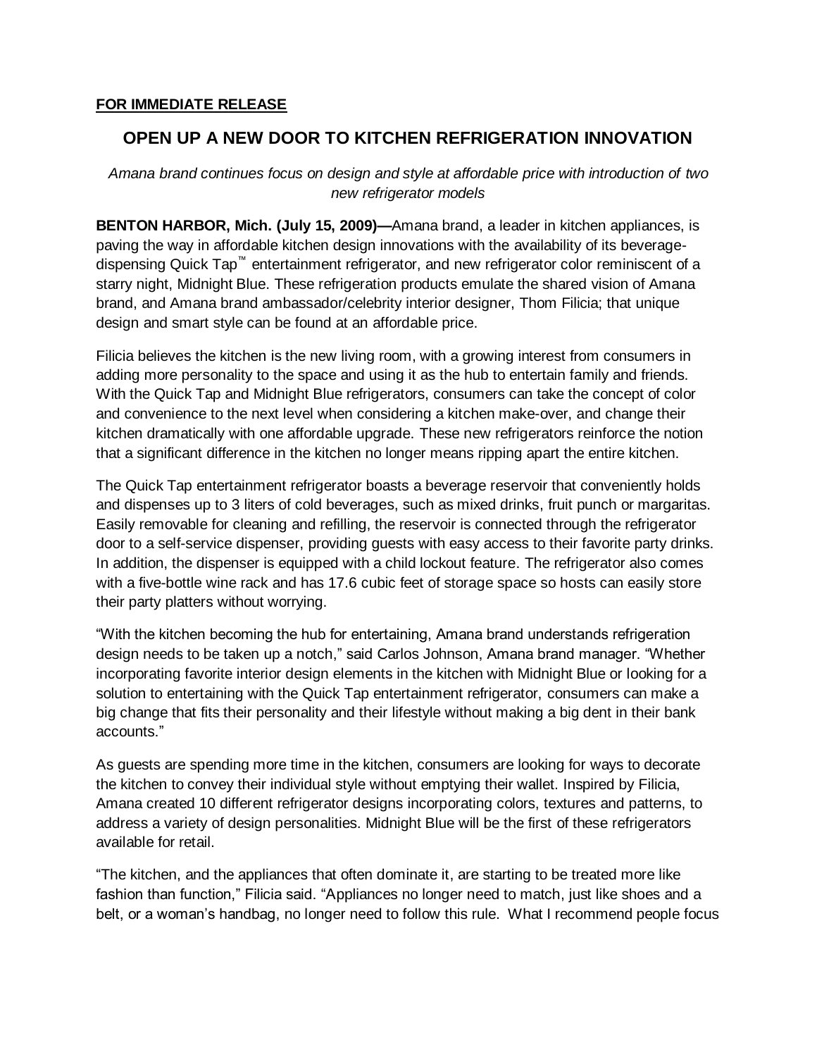**FOR IMMEDIATE RELEASE**

# OPEN UP A NEW DOOR TO KITCHEN REFRIGERATION INNOVATION

*Amana brand continues focus on design and style at affordable price with introduction of two new refrigerator models*

**BENTON HARBOR, Mich. (July 15, 2009)—**Amana brand, a leader in kitchen appliances, is paving the way in affordable kitchen design innovations with the availability of its beverage-dispensing Quick Tap™ entertainment refrigerator, and new refrigerator color reminiscent of a starry night, Midnight Blue. These refrigeration products emulate the shared vision of Amana brand, and Amana brand ambassador/celebrity interior designer, Thom Filicia; that unique design and smart style can be found at an affordable price.

Filicia believes the kitchen is the new living room, with a growing interest from consumers in adding more personality to the space and using it as the hub to entertain family and friends. With the Quick Tap and Midnight Blue refrigerators, consumers can take the concept of color and convenience to the next level when considering a kitchen make-over, and change their kitchen dramatically with one affordable upgrade. These new refrigerators reinforce the notion that a significant difference in the kitchen no longer means ripping apart the entire kitchen.

The Quick Tap entertainment refrigerator boasts a beverage reservoir that conveniently holds and dispenses up to 3 liters of cold beverages, such as mixed drinks, fruit punch or margaritas. Easily removable for cleaning and refilling, the reservoir is connected through the refrigerator door to a self-service dispenser, providing guests with easy access to their favorite party drinks. In addition, the dispenser is equipped with a child lockout feature. The refrigerator also comes with a five-bottle wine rack and has 17.6 cubic feet of storage space so hosts can easily store their party platters without worrying.

"With the kitchen becoming the hub for entertaining, Amana brand understands refrigeration design needs to be taken up a notch," said Carlos Johnson, Amana brand manager. "Whether incorporating favorite interior design elements in the kitchen with Midnight Blue or looking for a solution to entertaining with the Quick Tap entertainment refrigerator, consumers can make a big change that fits their personality and their lifestyle without making a big dent in their bank accounts."

As guests are spending more time in the kitchen, consumers are looking for ways to decorate the kitchen to convey their individual style without emptying their wallet. Inspired by Filicia, Amana created 10 different refrigerator designs incorporating colors, textures and patterns, to address a variety of design personalities. Midnight Blue will be the first of these refrigerators available for retail.

"The kitchen, and the appliances that often dominate it, are starting to be treated more like fashion than function," Filicia said. "Appliances no longer need to match, just like shoes and a belt, or a woman's handbag, no longer need to follow this rule. What I recommend people focus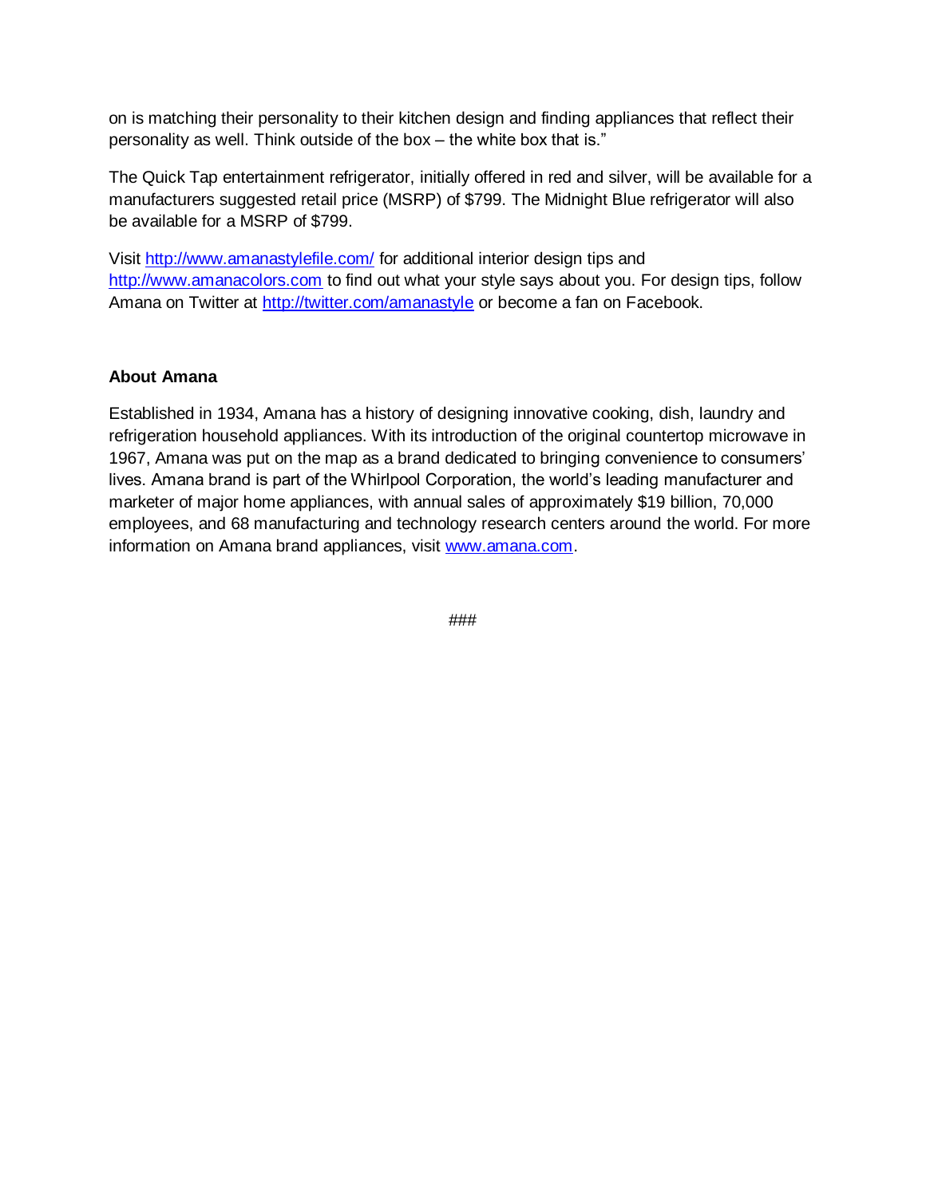on is matching their personality to their kitchen design and finding appliances that reflect their personality as well. Think outside of the box – the white box that is."

The Quick Tap entertainment refrigerator, initially offered in red and silver, will be available for a manufacturers suggested retail price (MSRP) of $799. The Midnight Blue refrigerator will also be available for a MSRP of $799.

Visit http://www.amanastylefile.com/ for additional interior design tips and http://www.amanacolors.com to find out what your style says about you. For design tips, follow Amana on Twitter at http://twitter.com/amanastyle or become a fan on Facebook.

**About Amana**

Established in 1934, Amana has a history of designing innovative cooking, dish, laundry and refrigeration household appliances. With its introduction of the original countertop microwave in 1967, Amana was put on the map as a brand dedicated to bringing convenience to consumers' lives. Amana brand is part of the Whirlpool Corporation, the world's leading manufacturer and marketer of major home appliances, with annual sales of approximately $19 billion, 70,000 employees, and 68 manufacturing and technology research centers around the world. For more information on Amana brand appliances, visit www.amana.com.

###